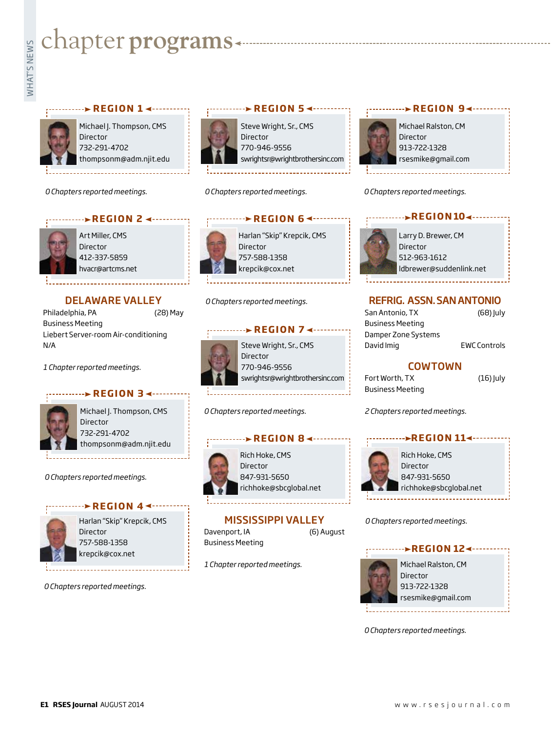# chapter programs

## REGION 1

Michael J. Thompson, CMS
Director
732-291-4702
thompsonm@adm.njit.edu

*0 Chapters reported meetings.*

## REGION 2

Art Miller, CMS
Director
412-337-5859
hvacr@artcms.net

### DELAWARE VALLEY

Philadelphia, PA (28) May
Business Meeting
Liebert Server-room Air-conditioning
N/A

*1 Chapter reported meetings.*

## REGION 3

Michael J. Thompson, CMS
Director
732-291-4702
thompsonm@adm.njit.edu

*0 Chapters reported meetings.*

## REGION 4

Harlan "Skip" Krepcik, CMS
Director
757-588-1358
krepcik@cox.net

*0 Chapters reported meetings.*

## REGION 5

Steve Wright, Sr., CMS
Director
770-946-9556
swrightsr@wrightbrothersinc.com

*0 Chapters reported meetings.*

## REGION 6

Harlan "Skip" Krepcik, CMS
Director
757-588-1358
krepcik@cox.net

*0 Chapters reported meetings.*

## REGION 7

Steve Wright, Sr., CMS
Director
770-946-9556
swrightsr@wrightbrothersinc.com

*0 Chapters reported meetings.*

## REGION 8

Rich Hoke, CMS
Director
847-931-5650
richhoke@sbcglobal.net

### MISSISSIPPI VALLEY

Davenport, IA (6) August
Business Meeting

*1 Chapter reported meetings.*

## REGION 9

Michael Ralston, CM
Director
913-722-1328
rsesmike@gmail.com

*0 Chapters reported meetings.*

## REGION 10

Larry D. Brewer, CM
Director
512-963-1612
ldbrewer@suddenlink.net

### REFRIG. ASSN. SAN ANTONIO

San Antonio, TX (68) July
Business Meeting
Damper Zone Systems
David Imig EWC Controls

### COWTOWN

Fort Worth, TX (16) July
Business Meeting

*2 Chapters reported meetings.*

## REGION 11

Rich Hoke, CMS
Director
847-931-5650
richhoke@sbcglobal.net

*0 Chapters reported meetings.*

## REGION 12

Michael Ralston, CM
Director
913-722-1328
rsesmike@gmail.com

*0 Chapters reported meetings.*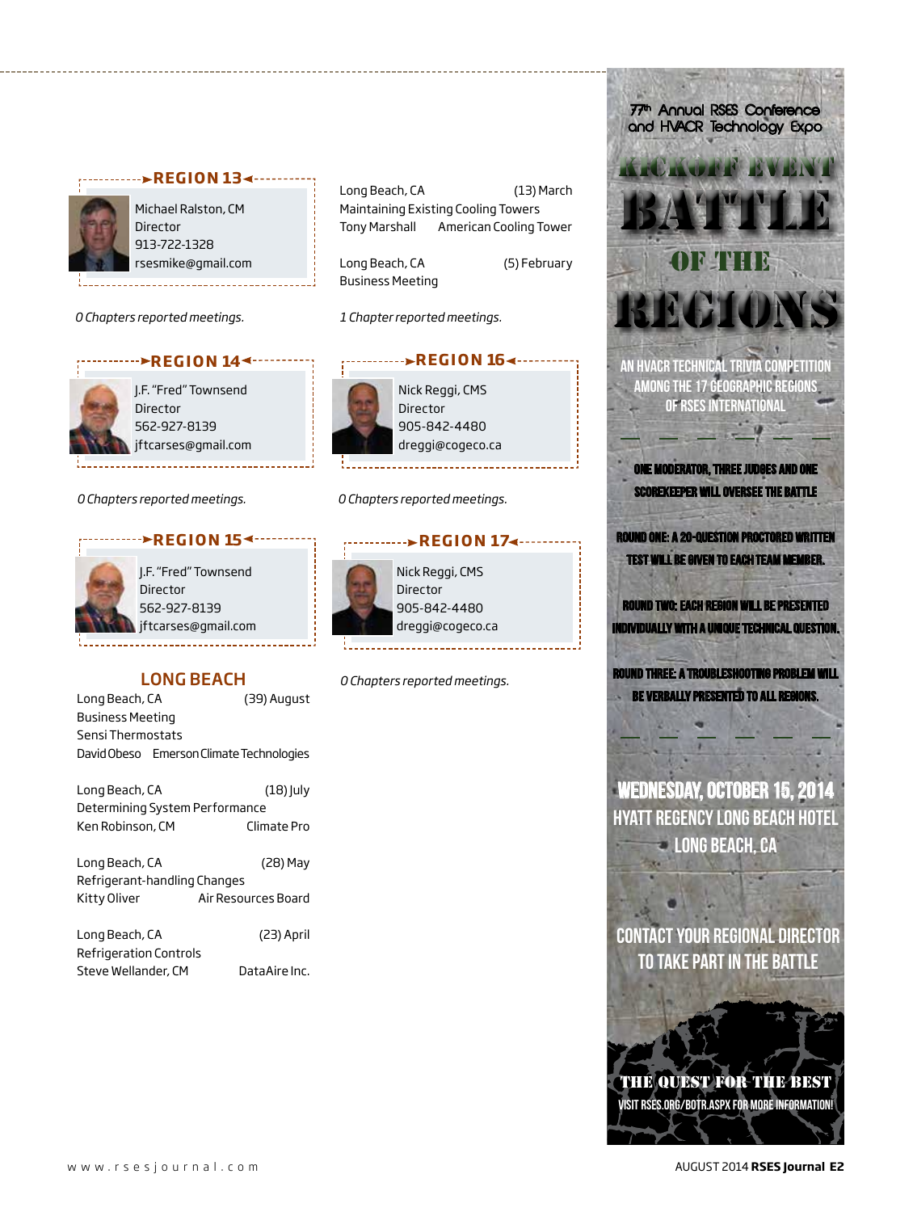## ►REGION 13◄

Michael Ralston, CM
Director
913-722-1328
rsesmike@gmail.com

*0 Chapters reported meetings.*

## ►REGION 14◄

J.F. "Fred" Townsend
Director
562-927-8139
jftcarses@gmail.com

*0 Chapters reported meetings.*

## ►REGION 15◄

J.F. "Fred" Townsend
Director
562-927-8139
jftcarses@gmail.com

### LONG BEACH

Long Beach, CA (39) August
Business Meeting
Sensi Thermostats
David Obeso Emerson Climate Technologies

Long Beach, CA (18) July
Determining System Performance
Ken Robinson, CM Climate Pro

Long Beach, CA (28) May
Refrigerant-handling Changes
Kitty Oliver Air Resources Board

Long Beach, CA (23) April
Refrigeration Controls
Steve Wellander, CM DataAire Inc.

Long Beach, CA (13) March
Maintaining Existing Cooling Towers
Tony Marshall American Cooling Tower

Long Beach, CA (5) February
Business Meeting

*1 Chapter reported meetings.*

## ►REGION 16◄

Nick Reggi, CMS
Director
905-842-4480
dreggi@cogeco.ca

*0 Chapters reported meetings.*

## ►REGION 17◄

Nick Reggi, CMS
Director
905-842-4480
dreggi@cogeco.ca

*0 Chapters reported meetings.*

---

77th Annual RSES Conference and HVACR Technology Expo

KICKOFF EVENT

# BATTLE OF THE REGIONS

AN HVACR TECHNICAL TRIVIA COMPETITION AMONG THE 17 GEOGRAPHIC REGIONS OF RSES INTERNATIONAL

ONE MODERATOR, THREE JUDGES AND ONE SCOREKEEPER WILL OVERSEE THE BATTLE

ROUND ONE: A 20-QUESTION PROCTORED WRITTEN TEST WILL BE GIVEN TO EACH TEAM MEMBER.

ROUND TWO: EACH REGION WILL BE PRESENTED INDIVIDUALLY WITH A UNIQUE TECHNICAL QUESTION.

ROUND THREE: A TROUBLESHOOTING PROBLEM WILL BE VERBALLY PRESENTED TO ALL REGIONS.

WEDNESDAY, OCTOBER 15, 2014
HYATT REGENCY LONG BEACH HOTEL
LONG BEACH, CA

CONTACT YOUR REGIONAL DIRECTOR TO TAKE PART IN THE BATTLE

THE QUEST FOR THE BEST
VISIT RSES.ORG/BOTR.ASPX FOR MORE INFORMATION!